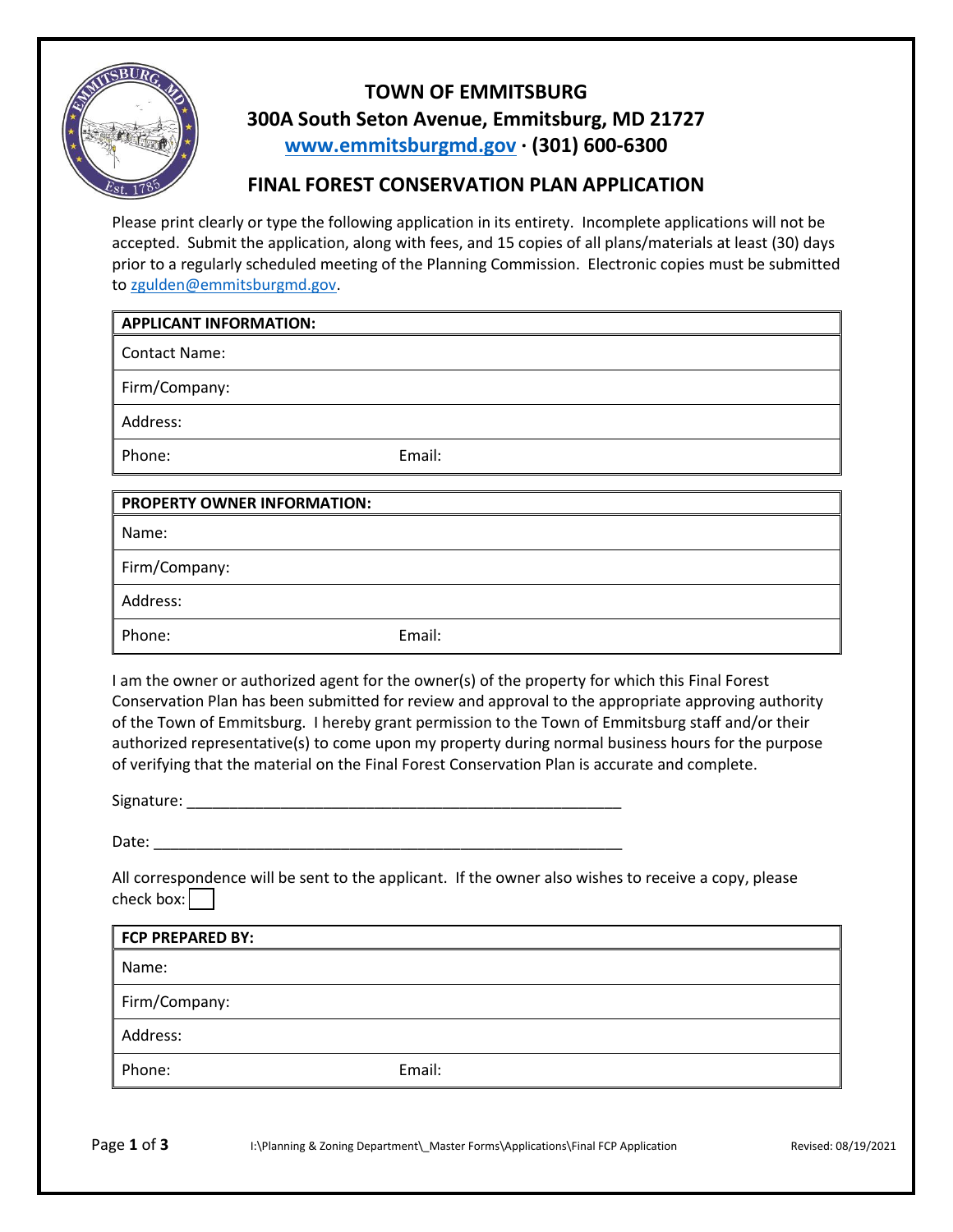# TOWN OF EMMITSBURG

## 300A South Seton Avenue, Emmitsburg, MD 21727

**www.emmitsburgmd.gov · (301) 600-6300**

## FINAL FOREST CONSERVATION PLAN APPLICATION

Please print clearly or type the following application in its entirety. Incomplete applications will not be accepted. Submit the application, along with fees, and 15 copies of all plans/materials at least (30) days prior to a regularly scheduled meeting of the Planning Commission. Electronic copies must be submitted to zgulden@emmitsburgmd.gov.

| **APPLICANT INFORMATION:** | |
|---|---|
| Contact Name: | |
| Firm/Company: | |
| Address: | |
| Phone: | Email: |

| **PROPERTY OWNER INFORMATION:** | |
|---|---|
| Name: | |
| Firm/Company: | |
| Address: | |
| Phone: | Email: |

I am the owner or authorized agent for the owner(s) of the property for which this Final Forest Conservation Plan has been submitted for review and approval to the appropriate approving authority of the Town of Emmitsburg. I hereby grant permission to the Town of Emmitsburg staff and/or their authorized representative(s) to come upon my property during normal business hours for the purpose of verifying that the material on the Final Forest Conservation Plan is accurate and complete.

Signature: ____________________________________________________

Date: ________________________________________________________

All correspondence will be sent to the applicant. If the owner also wishes to receive a copy, please check box: ☐

| **FCP PREPARED BY:** | |
|---|---|
| Name: | |
| Firm/Company: | |
| Address: | |
| Phone: | Email: |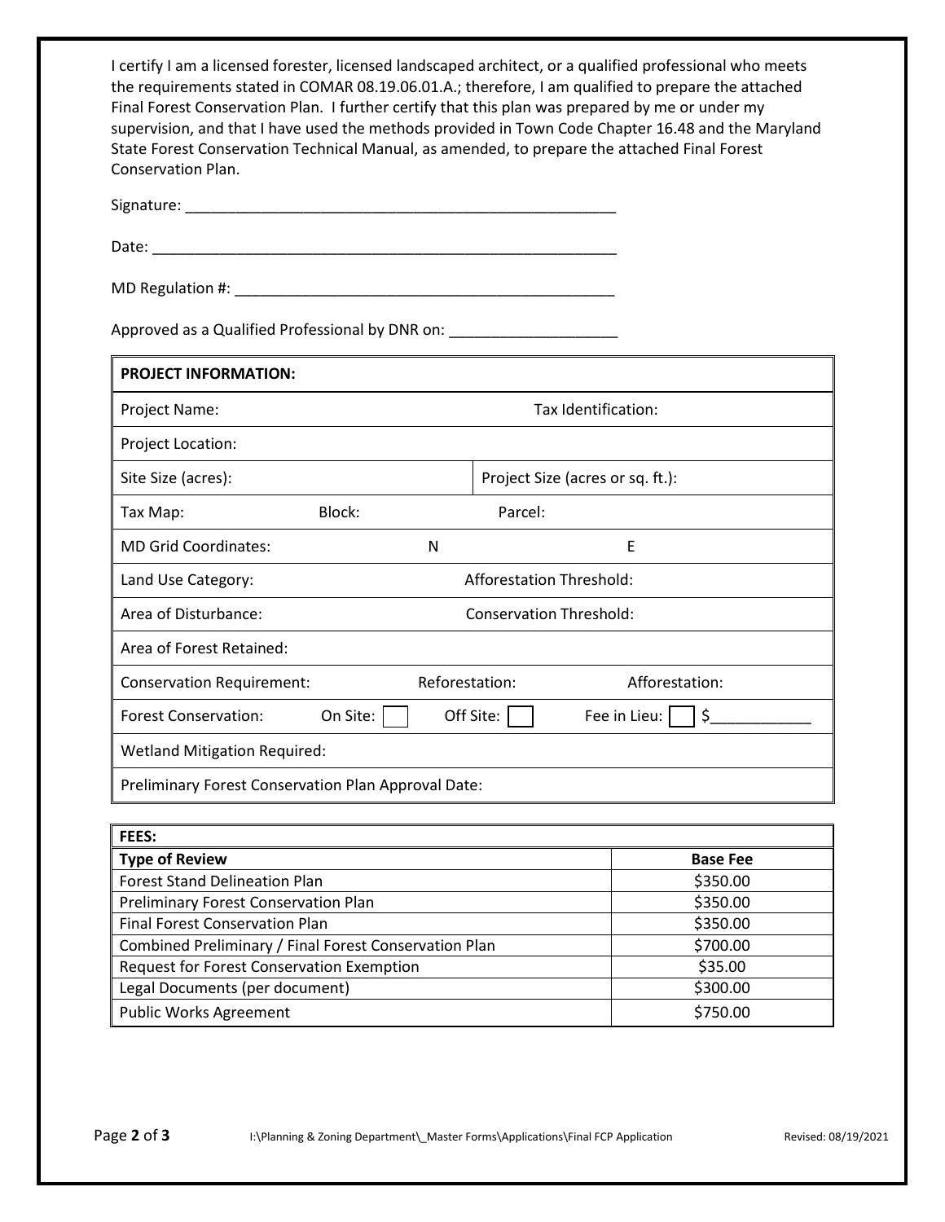I certify I am a licensed forester, licensed landscaped architect, or a qualified professional who meets the requirements stated in COMAR 08.19.06.01.A.; therefore, I am qualified to prepare the attached Final Forest Conservation Plan. I further certify that this plan was prepared by me or under my supervision, and that I have used the methods provided in Town Code Chapter 16.48 and the Maryland State Forest Conservation Technical Manual, as amended, to prepare the attached Final Forest Conservation Plan.

Signature: ____________________________________________________

Date: ________________________________________________________

MD Regulation #: ______________________________________________

Approved as a Qualified Professional by DNR on: ____________________

| **PROJECT INFORMATION:** | | |
|---|---|---|
| Project Name: | Tax Identification: | |
| Project Location: | | |
| Site Size (acres): | Project Size (acres or sq. ft.): | |
| Tax Map: | Block: | Parcel: |
| MD Grid Coordinates: | N | E |
| Land Use Category: | Afforestation Threshold: | |
| Area of Disturbance: | Conservation Threshold: | |
| Area of Forest Retained: | | |
| Conservation Requirement: | Reforestation: | Afforestation: |
| Forest Conservation: On Site: ☐ | Off Site: ☐ | Fee in Lieu: ☐ $____________ |
| Wetland Mitigation Required: | | |
| Preliminary Forest Conservation Plan Approval Date: | | |

| **FEES:** | |
|---|---|
| **Type of Review** | **Base Fee** |
| Forest Stand Delineation Plan | $350.00 |
| Preliminary Forest Conservation Plan | $350.00 |
| Final Forest Conservation Plan | $350.00 |
| Combined Preliminary / Final Forest Conservation Plan | $700.00 |
| Request for Forest Conservation Exemption | $35.00 |
| Legal Documents (per document) | $300.00 |
| Public Works Agreement | $750.00 |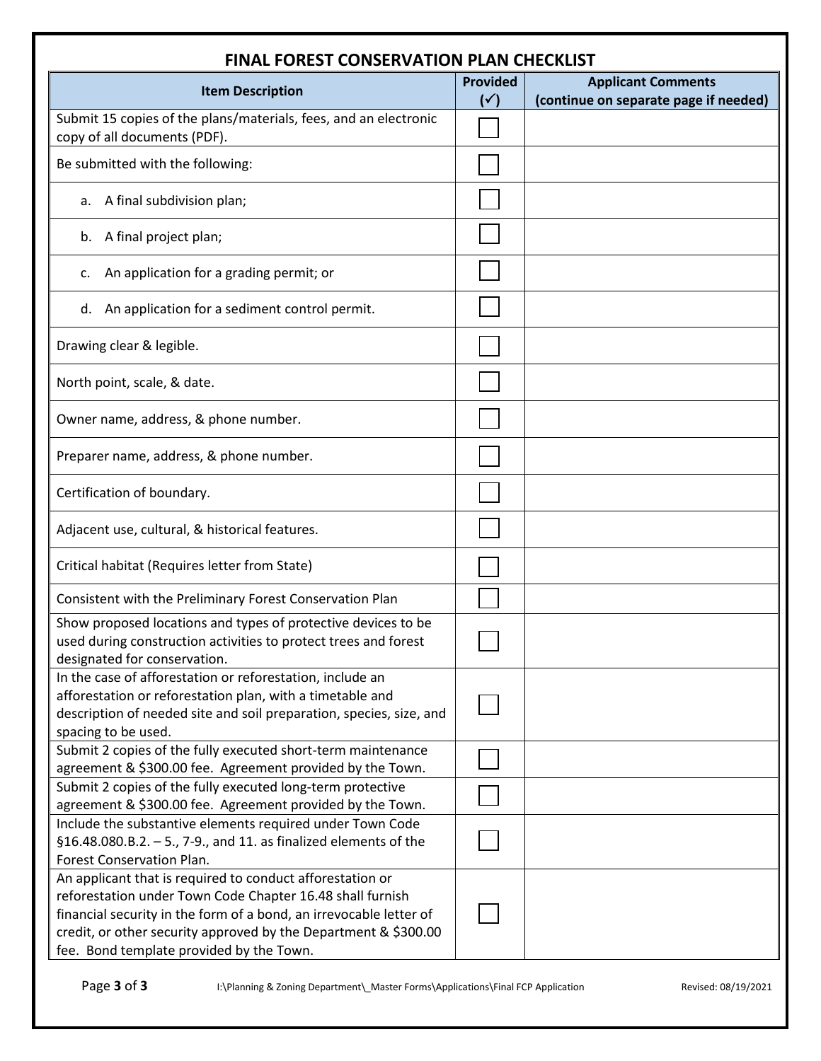## FINAL FOREST CONSERVATION PLAN CHECKLIST

| Item Description | Provided (✓) | Applicant Comments (continue on separate page if needed) |
|---|---|---|
| Submit 15 copies of the plans/materials, fees, and an electronic copy of all documents (PDF). | ☐ | |
| Be submitted with the following: | ☐ | |
| a. A final subdivision plan; | ☐ | |
| b. A final project plan; | ☐ | |
| c. An application for a grading permit; or | ☐ | |
| d. An application for a sediment control permit. | ☐ | |
| Drawing clear & legible. | ☐ | |
| North point, scale, & date. | ☐ | |
| Owner name, address, & phone number. | ☐ | |
| Preparer name, address, & phone number. | ☐ | |
| Certification of boundary. | ☐ | |
| Adjacent use, cultural, & historical features. | ☐ | |
| Critical habitat (Requires letter from State) | ☐ | |
| Consistent with the Preliminary Forest Conservation Plan | ☐ | |
| Show proposed locations and types of protective devices to be used during construction activities to protect trees and forest designated for conservation. | ☐ | |
| In the case of afforestation or reforestation, include an afforestation or reforestation plan, with a timetable and description of needed site and soil preparation, species, size, and spacing to be used. | ☐ | |
| Submit 2 copies of the fully executed short-term maintenance agreement & $300.00 fee. Agreement provided by the Town. | ☐ | |
| Submit 2 copies of the fully executed long-term protective agreement & $300.00 fee. Agreement provided by the Town. | ☐ | |
| Include the substantive elements required under Town Code §16.48.080.B.2. – 5., 7-9., and 11. as finalized elements of the Forest Conservation Plan. | ☐ | |
| An applicant that is required to conduct afforestation or reforestation under Town Code Chapter 16.48 shall furnish financial security in the form of a bond, an irrevocable letter of credit, or other security approved by the Department & $300.00 fee. Bond template provided by the Town. | ☐ | |

I:\Planning & Zoning Department\_Master Forms\Applications\Final FCP Application

Revised: 08/19/2021